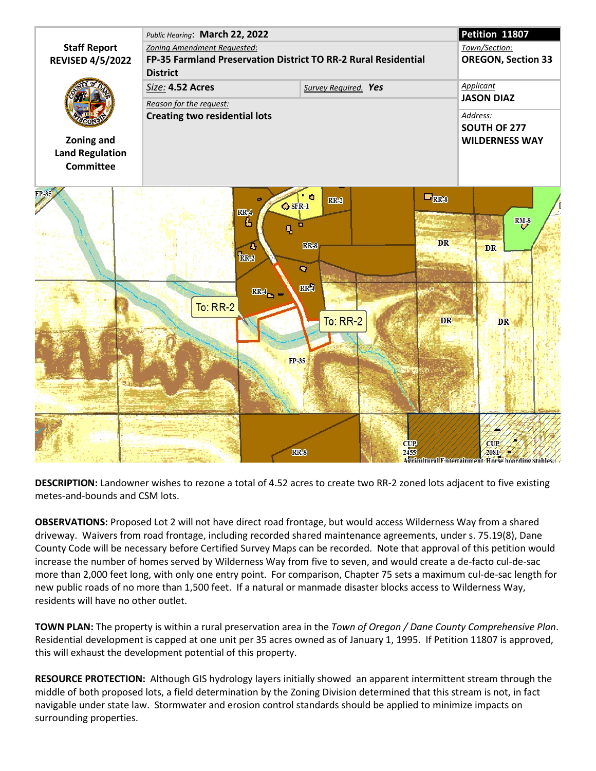| Staff Report REVISED 4/5/2022 | *Public Hearing*: **March 22, 2022** | | **Petition 11807** |
|---|---|---|---|
| | *Zoning Amendment Requested*: **FP-35 Farmland Preservation District TO RR-2 Rural Residential District** | | *Town/Section*: **OREGON, Section 33** |
| | *Size*: **4.52 Acres** | *Survey Required.* **Yes** | *Applicant* **JASON DIAZ** |
| **Zoning and Land Regulation Committee** | *Reason for the request*: **Creating two residential lots** | | *Address*: **SOUTH OF 277 WILDERNESS WAY** |

**DESCRIPTION:** Landowner wishes to rezone a total of 4.52 acres to create two RR-2 zoned lots adjacent to five existing metes-and-bounds and CSM lots.

**OBSERVATIONS:** Proposed Lot 2 will not have direct road frontage, but would access Wilderness Way from a shared driveway. Waivers from road frontage, including recorded shared maintenance agreements, under s. 75.19(8), Dane County Code will be necessary before Certified Survey Maps can be recorded. Note that approval of this petition would increase the number of homes served by Wilderness Way from five to seven, and would create a de-facto cul-de-sac more than 2,000 feet long, with only one entry point. For comparison, Chapter 75 sets a maximum cul-de-sac length for new public roads of no more than 1,500 feet. If a natural or manmade disaster blocks access to Wilderness Way, residents will have no other outlet.

**TOWN PLAN:** The property is within a rural preservation area in the *Town of Oregon / Dane County Comprehensive Plan*. Residential development is capped at one unit per 35 acres owned as of January 1, 1995. If Petition 11807 is approved, this will exhaust the development potential of this property.

**RESOURCE PROTECTION:** Although GIS hydrology layers initially showed an apparent intermittent stream through the middle of both proposed lots, a field determination by the Zoning Division determined that this stream is not, in fact navigable under state law. Stormwater and erosion control standards should be applied to minimize impacts on surrounding properties.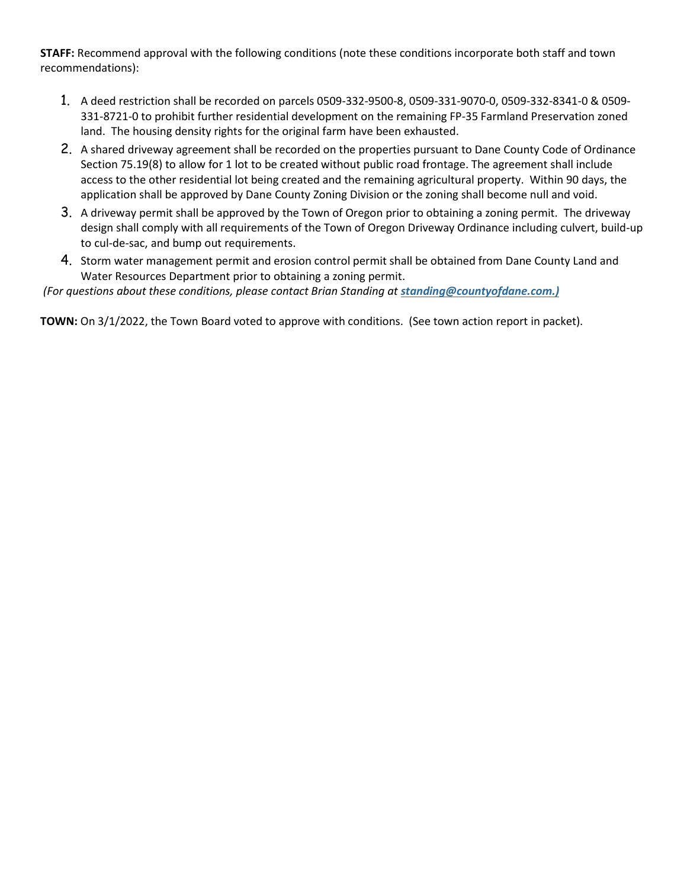**STAFF:** Recommend approval with the following conditions (note these conditions incorporate both staff and town recommendations):

1. A deed restriction shall be recorded on parcels 0509-332-9500-8, 0509-331-9070-0, 0509-332-8341-0 & 0509-331-8721-0 to prohibit further residential development on the remaining FP-35 Farmland Preservation zoned land. The housing density rights for the original farm have been exhausted.
2. A shared driveway agreement shall be recorded on the properties pursuant to Dane County Code of Ordinance Section 75.19(8) to allow for 1 lot to be created without public road frontage. The agreement shall include access to the other residential lot being created and the remaining agricultural property. Within 90 days, the application shall be approved by Dane County Zoning Division or the zoning shall become null and void.
3. A driveway permit shall be approved by the Town of Oregon prior to obtaining a zoning permit. The driveway design shall comply with all requirements of the Town of Oregon Driveway Ordinance including culvert, build-up to cul-de-sac, and bump out requirements.
4. Storm water management permit and erosion control permit shall be obtained from Dane County Land and Water Resources Department prior to obtaining a zoning permit.

*(For questions about these conditions, please contact Brian Standing at* ***standing@countyofdane.com.)***

**TOWN:** On 3/1/2022, the Town Board voted to approve with conditions. (See town action report in packet).